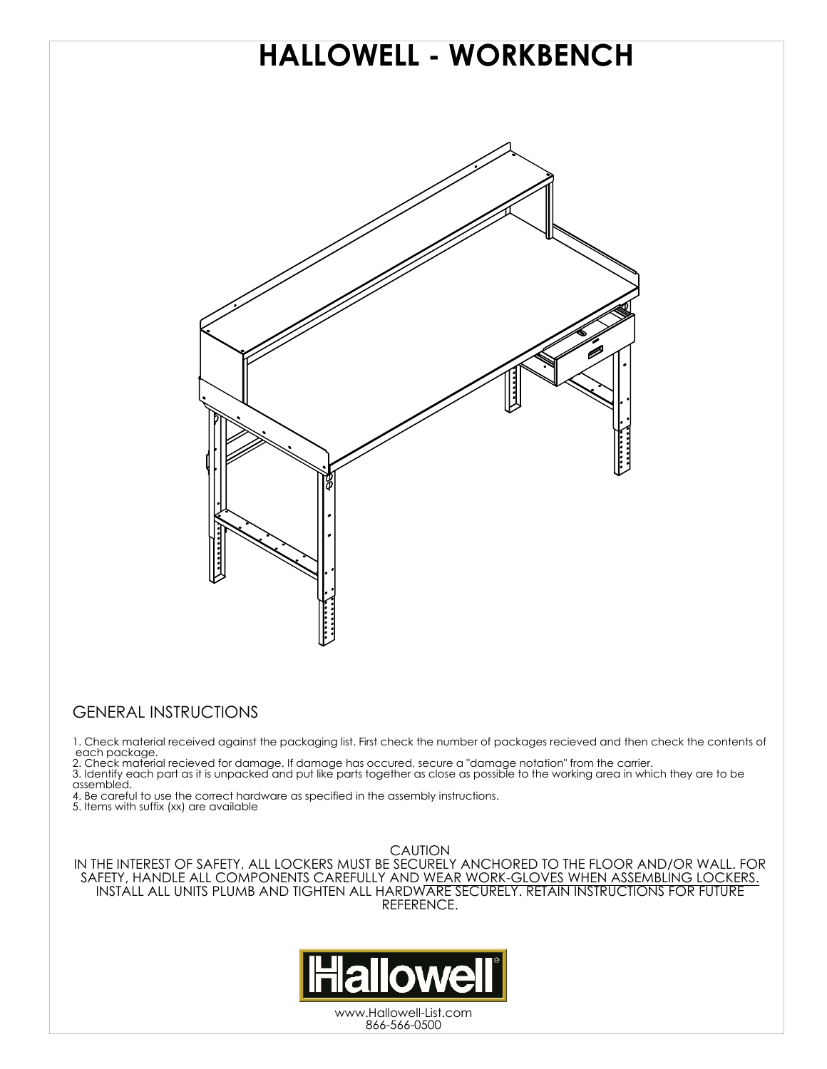# HALLOWELL - WORKBENCH

## GENERAL INSTRUCTIONS

1. Check material received against the packaging list. First check the number of packages recieved and then check the contents of each package.
2. Check material recieved for damage. If damage has occured, secure a "damage notation" from the carrier.
3. Identify each part as it is unpacked and put like parts together as close as possible to the working area in which they are to be assembled.
4. Be careful to use the correct hardware as specified in the assembly instructions.
5. Items with suffix (xx) are available

CAUTION
IN THE INTEREST OF SAFETY, ALL LOCKERS MUST BE SECURELY ANCHORED TO THE FLOOR AND/OR WALL. FOR SAFETY, HANDLE ALL COMPONENTS CAREFULLY AND WEAR WORK-GLOVES WHEN ASSEMBLING LOCKERS. INSTALL ALL UNITS PLUMB AND TIGHTEN ALL HARDWARE SECURELY. RETAIN INSTRUCTIONS FOR FUTURE REFERENCE.

Hallowell

www.Hallowell-List.com
866-566-0500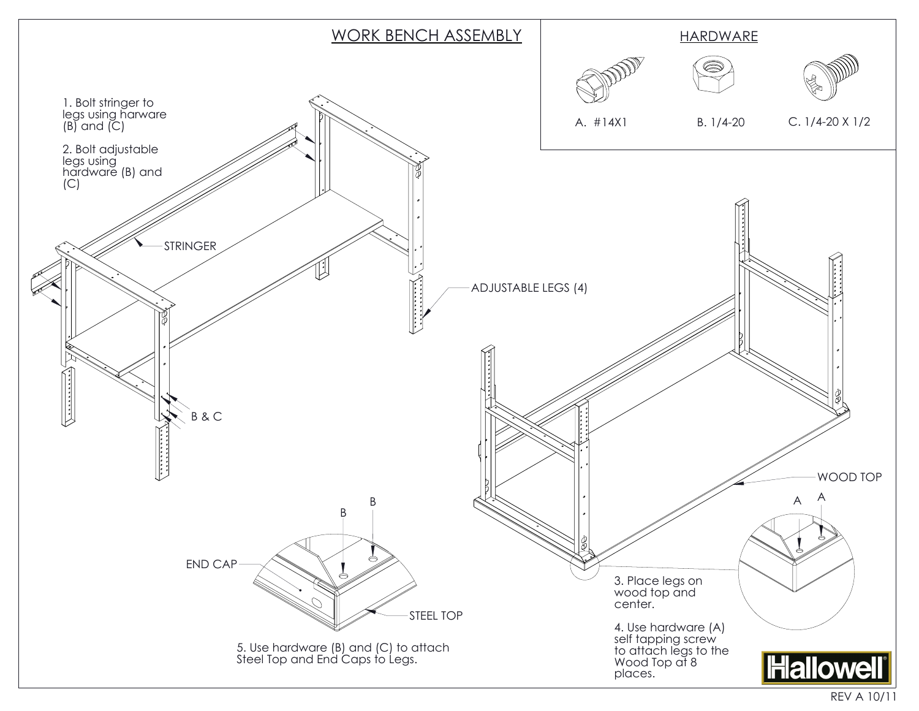# WORK BENCH ASSEMBLY

1. Bolt stringer to legs using harware (B) and (C)

2. Bolt adjustable legs using hardware (B) and (C)

STRINGER

ADJUSTABLE LEGS (4)

B & C

## HARDWARE

A. #14X1

B. 1/4-20

C. 1/4-20 X 1/2

WOOD TOP

A A

3. Place legs on wood top and center.

4. Use hardware (A) self tapping screw to attach legs to the Wood Top at 8 places.

B B

END CAP

STEEL TOP

5. Use hardware (B) and (C) to attach Steel Top and End Caps to Legs.

Hallowell

REV A 10/11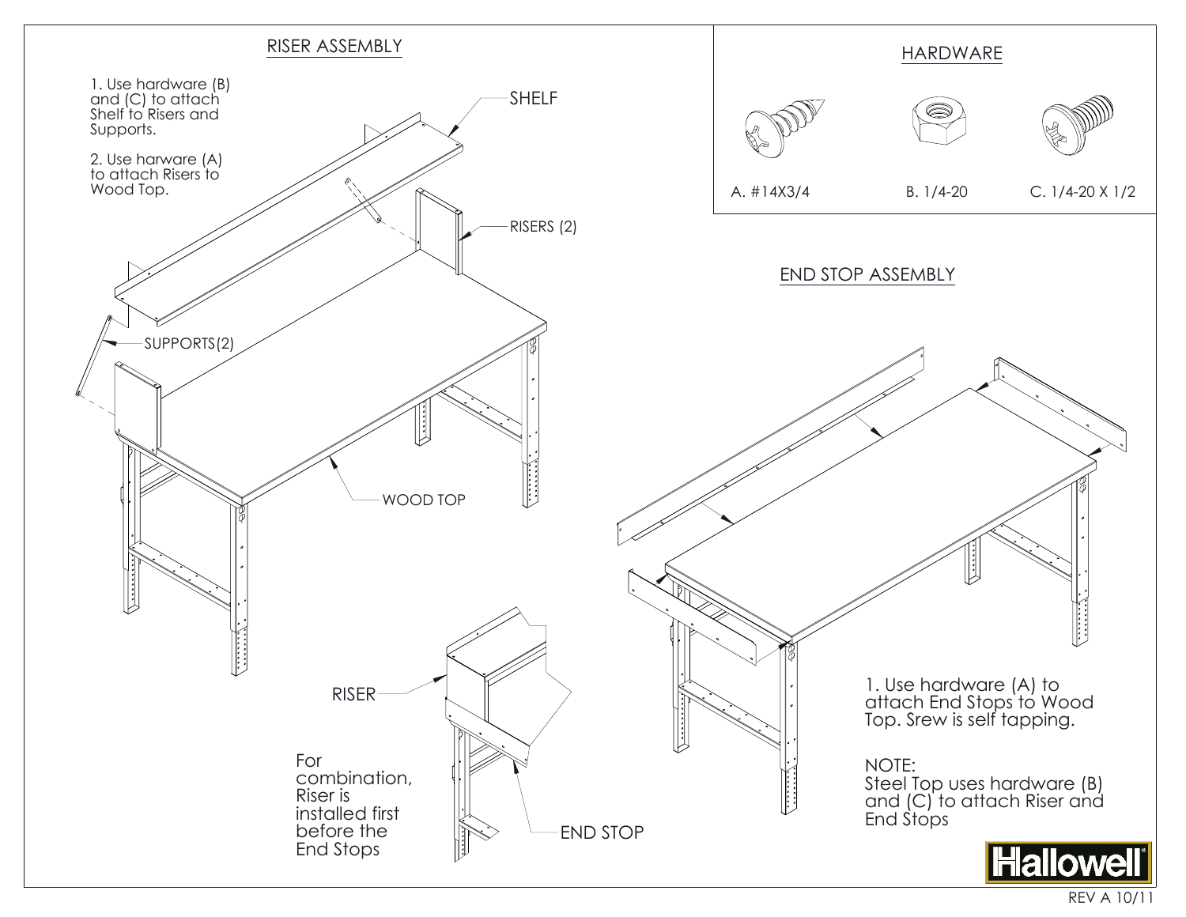## RISER ASSEMBLY

1. Use hardware (B) and (C) to attach Shelf to Risers and Supports.

2. Use harware (A) to attach Risers to Wood Top.

SHELF

RISERS (2)

SUPPORTS(2)

WOOD TOP

RISER

For combination, Riser is installed first before the End Stops

END STOP

## HARDWARE

A. #14X3/4

B. 1/4-20

C. 1/4-20 X 1/2

## END STOP ASSEMBLY

1. Use hardware (A) to attach End Stops to Wood Top. Srew is self tapping.

NOTE:
Steel Top uses hardware (B) and (C) to attach Riser and End Stops

Hallowell

REV A 10/11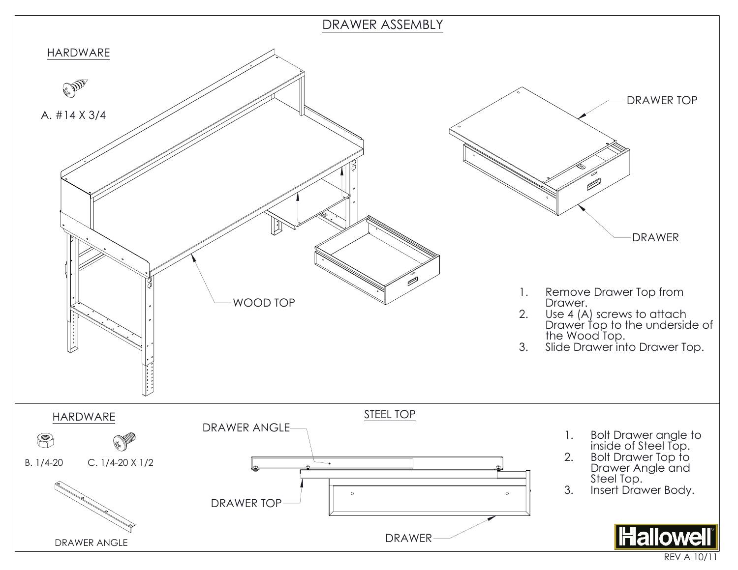# DRAWER ASSEMBLY

## HARDWARE

A. #14 X 3/4

WOOD TOP

DRAWER TOP

DRAWER

1. Remove Drawer Top from Drawer.
2. Use 4 (A) screws to attach Drawer Top to the underside of the Wood Top.
3. Slide Drawer into Drawer Top.

## HARDWARE

B. 1/4-20

C. 1/4-20 X 1/2

DRAWER ANGLE

## STEEL TOP

DRAWER ANGLE

DRAWER TOP

DRAWER

1. Bolt Drawer angle to inside of Steel Top.
2. Bolt Drawer Top to Drawer Angle and Steel Top.
3. Insert Drawer Body.

Hallowell

REV A 10/11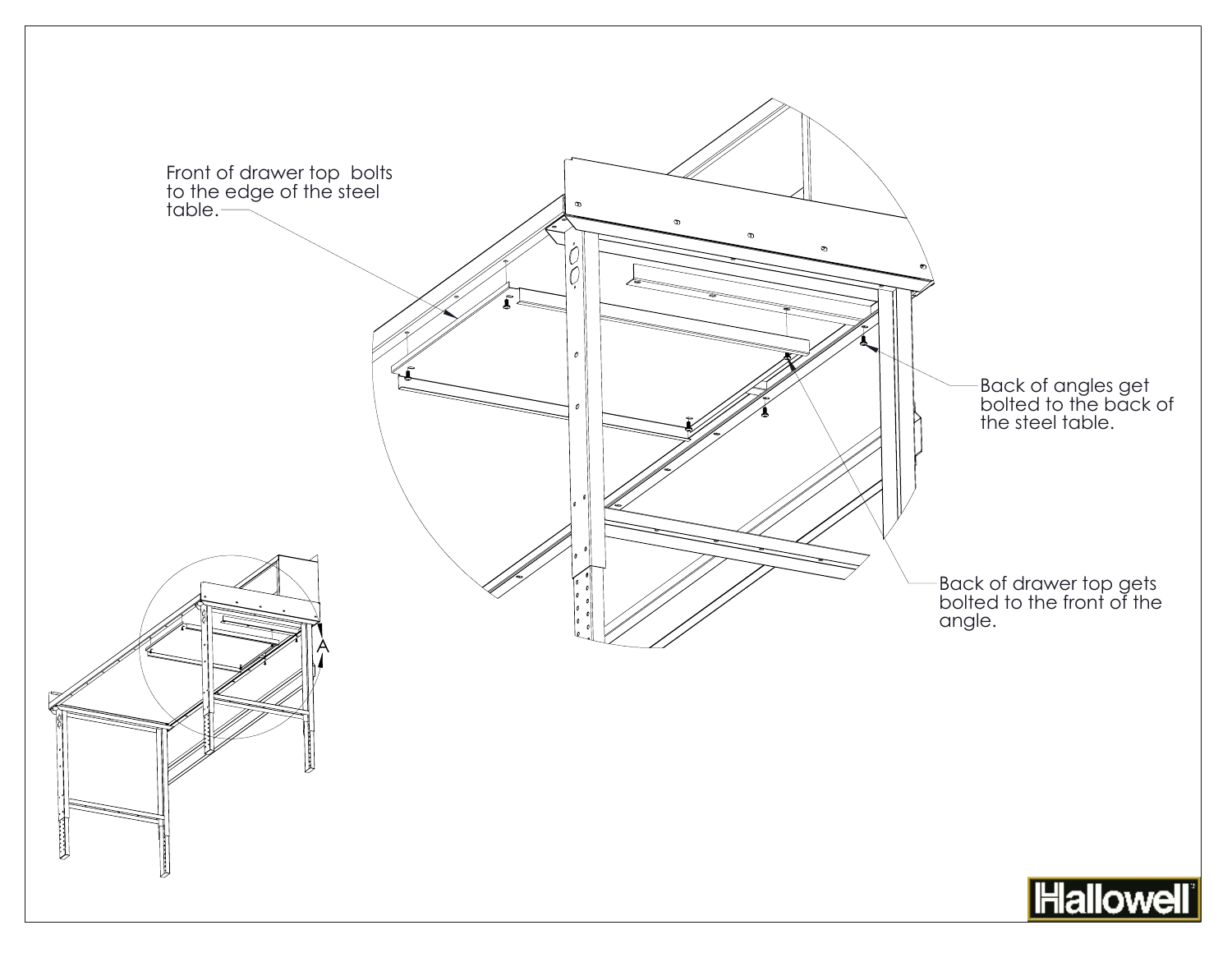Front of drawer top bolts to the edge of the steel table.

Back of angles get bolted to the back of the steel table.

Back of drawer top gets bolted to the front of the angle.

A

Hallowell